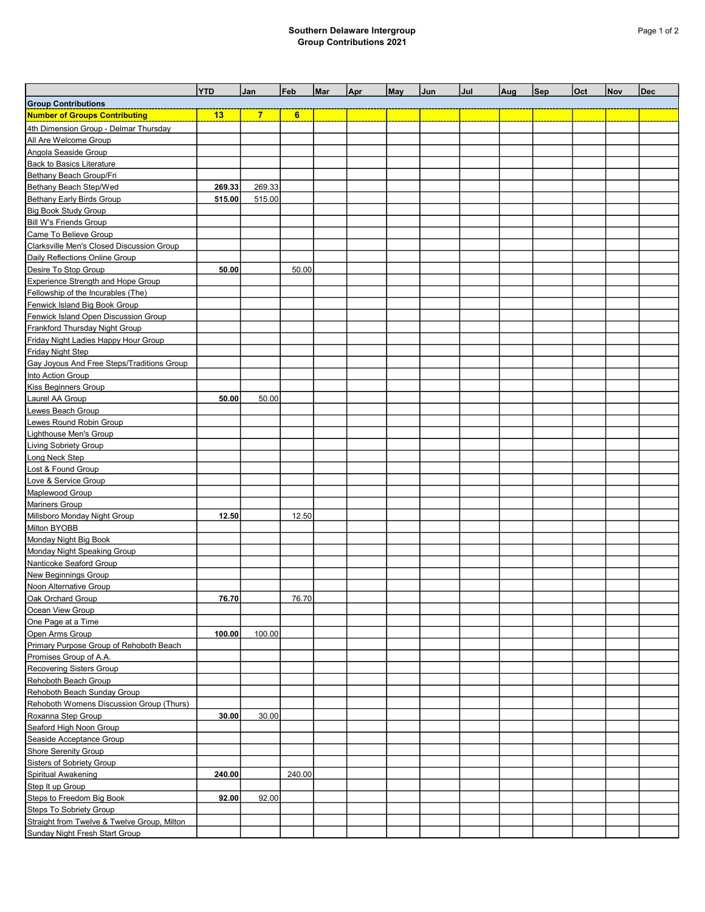**Southern Delaware Intergroup**
**Group Contributions 2021**

| | YTD | Jan | Feb | Mar | Apr | May | Jun | Jul | Aug | Sep | Oct | Nov | Dec |
|---|---|---|---|---|---|---|---|---|---|---|---|---|---|
| **Group Contributions** | | | | | | | | | | | | | |
| **Number of Groups Contributing** | **13** | **7** | **6** | | | | | | | | | | |
| 4th Dimension Group - Delmar Thursday | | | | | | | | | | | | | |
| All Are Welcome Group | | | | | | | | | | | | | |
| Angola Seaside Group | | | | | | | | | | | | | |
| Back to Basics Literature | | | | | | | | | | | | | |
| Bethany Beach Group/Fri | | | | | | | | | | | | | |
| Bethany Beach Step/Wed | **269.33** | 269.33 | | | | | | | | | | | |
| Bethany Early Birds Group | **515.00** | 515.00 | | | | | | | | | | | |
| Big Book Study Group | | | | | | | | | | | | | |
| Bill W's Friends Group | | | | | | | | | | | | | |
| Came To Believe Group | | | | | | | | | | | | | |
| Clarksville Men's Closed Discussion Group | | | | | | | | | | | | | |
| Daily Reflections Online Group | | | | | | | | | | | | | |
| Desire To Stop Group | **50.00** | | 50.00 | | | | | | | | | | |
| Experience Strength and Hope Group | | | | | | | | | | | | | |
| Fellowship of the Incurables (The) | | | | | | | | | | | | | |
| Fenwick Island Big Book Group | | | | | | | | | | | | | |
| Fenwick Island Open Discussion Group | | | | | | | | | | | | | |
| Frankford Thursday Night Group | | | | | | | | | | | | | |
| Friday Night Ladies Happy Hour Group | | | | | | | | | | | | | |
| Friday Night Step | | | | | | | | | | | | | |
| Gay Joyous And Free Steps/Traditions Group | | | | | | | | | | | | | |
| Into Action Group | | | | | | | | | | | | | |
| Kiss Beginners Group | | | | | | | | | | | | | |
| Laurel AA Group | **50.00** | 50.00 | | | | | | | | | | | |
| Lewes Beach Group | | | | | | | | | | | | | |
| Lewes Round Robin Group | | | | | | | | | | | | | |
| Lighthouse Men's Group | | | | | | | | | | | | | |
| Living Sobriety Group | | | | | | | | | | | | | |
| Long Neck Step | | | | | | | | | | | | | |
| Lost & Found Group | | | | | | | | | | | | | |
| Love & Service Group | | | | | | | | | | | | | |
| Maplewood Group | | | | | | | | | | | | | |
| Mariners Group | | | | | | | | | | | | | |
| Millsboro Monday Night Group | **12.50** | | 12.50 | | | | | | | | | | |
| Milton BYOBB | | | | | | | | | | | | | |
| Monday Night Big Book | | | | | | | | | | | | | |
| Monday Night Speaking Group | | | | | | | | | | | | | |
| Nanticoke Seaford Group | | | | | | | | | | | | | |
| New Beginnings Group | | | | | | | | | | | | | |
| Noon Alternative Group | | | | | | | | | | | | | |
| Oak Orchard Group | **76.70** | | 76.70 | | | | | | | | | | |
| Ocean View Group | | | | | | | | | | | | | |
| One Page at a Time | | | | | | | | | | | | | |
| Open Arms Group | **100.00** | 100.00 | | | | | | | | | | | |
| Primary Purpose Group of Rehoboth Beach | | | | | | | | | | | | | |
| Promises Group of A.A. | | | | | | | | | | | | | |
| Recovering Sisters Group | | | | | | | | | | | | | |
| Rehoboth Beach Group | | | | | | | | | | | | | |
| Rehoboth Beach Sunday Group | | | | | | | | | | | | | |
| Rehoboth Womens Discussion Group (Thurs) | | | | | | | | | | | | | |
| Roxanna Step Group | **30.00** | 30.00 | | | | | | | | | | | |
| Seaford High Noon Group | | | | | | | | | | | | | |
| Seaside Acceptance Group | | | | | | | | | | | | | |
| Shore Serenity Group | | | | | | | | | | | | | |
| Sisters of Sobriety Group | | | | | | | | | | | | | |
| Spiritual Awakening | **240.00** | | 240.00 | | | | | | | | | | |
| Step It up Group | | | | | | | | | | | | | |
| Steps to Freedom Big Book | **92.00** | 92.00 | | | | | | | | | | | |
| Steps To Sobriety Group | | | | | | | | | | | | | |
| Straight from Twelve & Twelve Group, Milton | | | | | | | | | | | | | |
| Sunday Night Fresh Start Group | | | | | | | | | | | | | |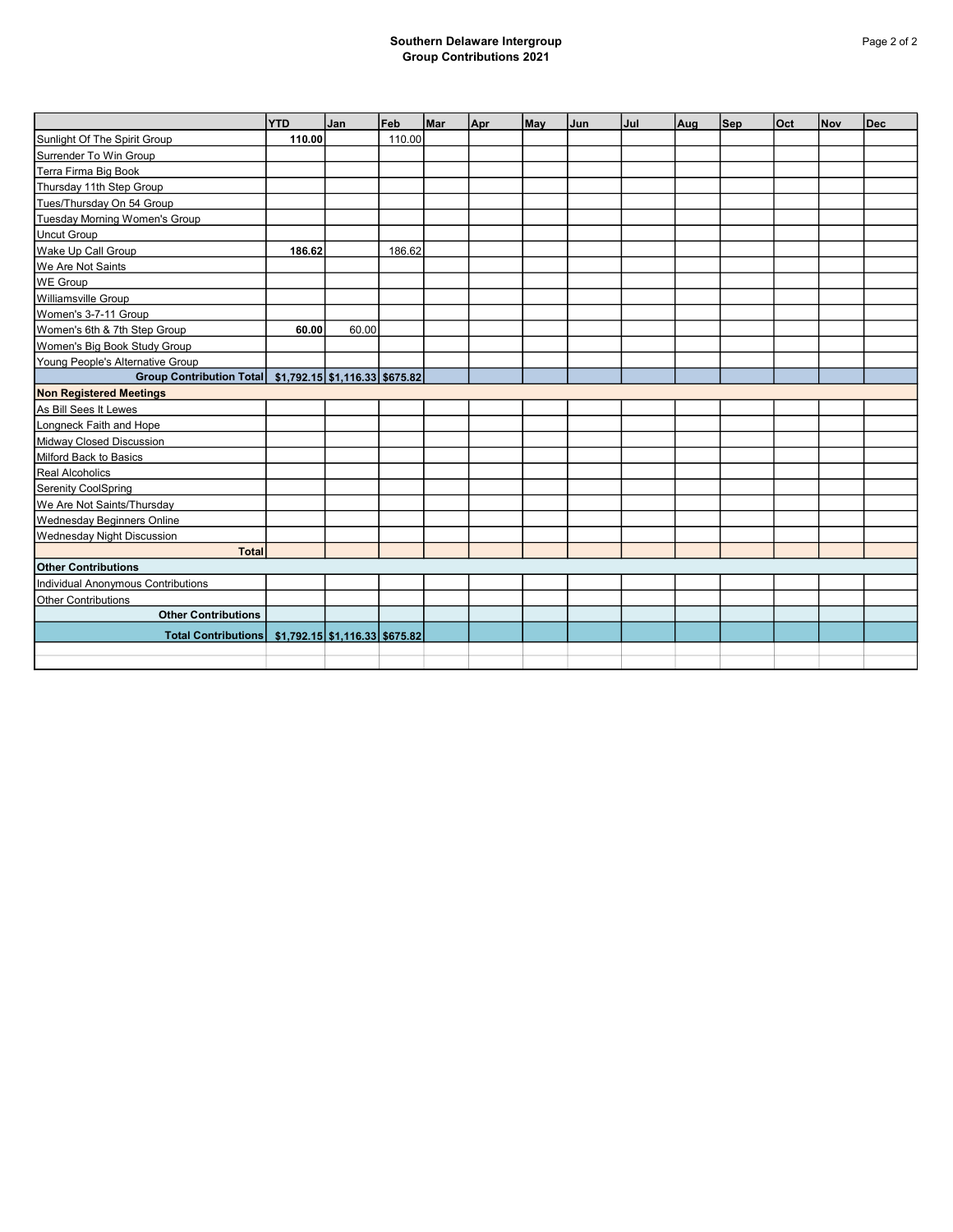## Southern Delaware Intergroup
## Group Contributions 2021

| | YTD | Jan | Feb | Mar | Apr | May | Jun | Jul | Aug | Sep | Oct | Nov | Dec |
|---|---|---|---|---|---|---|---|---|---|---|---|---|---|
| Sunlight Of The Spirit Group | **110.00** | | 110.00 | | | | | | | | | | |
| Surrender To Win Group | | | | | | | | | | | | | |
| Terra Firma Big Book | | | | | | | | | | | | | |
| Thursday 11th Step Group | | | | | | | | | | | | | |
| Tues/Thursday On 54 Group | | | | | | | | | | | | | |
| Tuesday Morning Women's Group | | | | | | | | | | | | | |
| Uncut Group | | | | | | | | | | | | | |
| Wake Up Call Group | **186.62** | | 186.62 | | | | | | | | | | |
| We Are Not Saints | | | | | | | | | | | | | |
| WE Group | | | | | | | | | | | | | |
| Williamsville Group | | | | | | | | | | | | | |
| Women's 3-7-11 Group | | | | | | | | | | | | | |
| Women's 6th & 7th Step Group | **60.00** | 60.00 | | | | | | | | | | | |
| Women's Big Book Study Group | | | | | | | | | | | | | |
| Young People's Alternative Group | | | | | | | | | | | | | |
| **Group Contribution Total** | **$1,792.15** | **$1,116.33** | **$675.82** | | | | | | | | | | |
| **Non Registered Meetings** | | | | | | | | | | | | | |
| As Bill Sees It Lewes | | | | | | | | | | | | | |
| Longneck Faith and Hope | | | | | | | | | | | | | |
| Midway Closed Discussion | | | | | | | | | | | | | |
| Milford Back to Basics | | | | | | | | | | | | | |
| Real Alcoholics | | | | | | | | | | | | | |
| Serenity CoolSpring | | | | | | | | | | | | | |
| We Are Not Saints/Thursday | | | | | | | | | | | | | |
| Wednesday Beginners Online | | | | | | | | | | | | | |
| Wednesday Night Discussion | | | | | | | | | | | | | |
| **Total** | | | | | | | | | | | | | |
| **Other Contributions** | | | | | | | | | | | | | |
| Individual Anonymous Contributions | | | | | | | | | | | | | |
| Other Contributions | | | | | | | | | | | | | |
| **Other Contributions** | | | | | | | | | | | | | |
| **Total Contributions** | **$1,792.15** | **$1,116.33** | **$675.82** | | | | | | | | | | |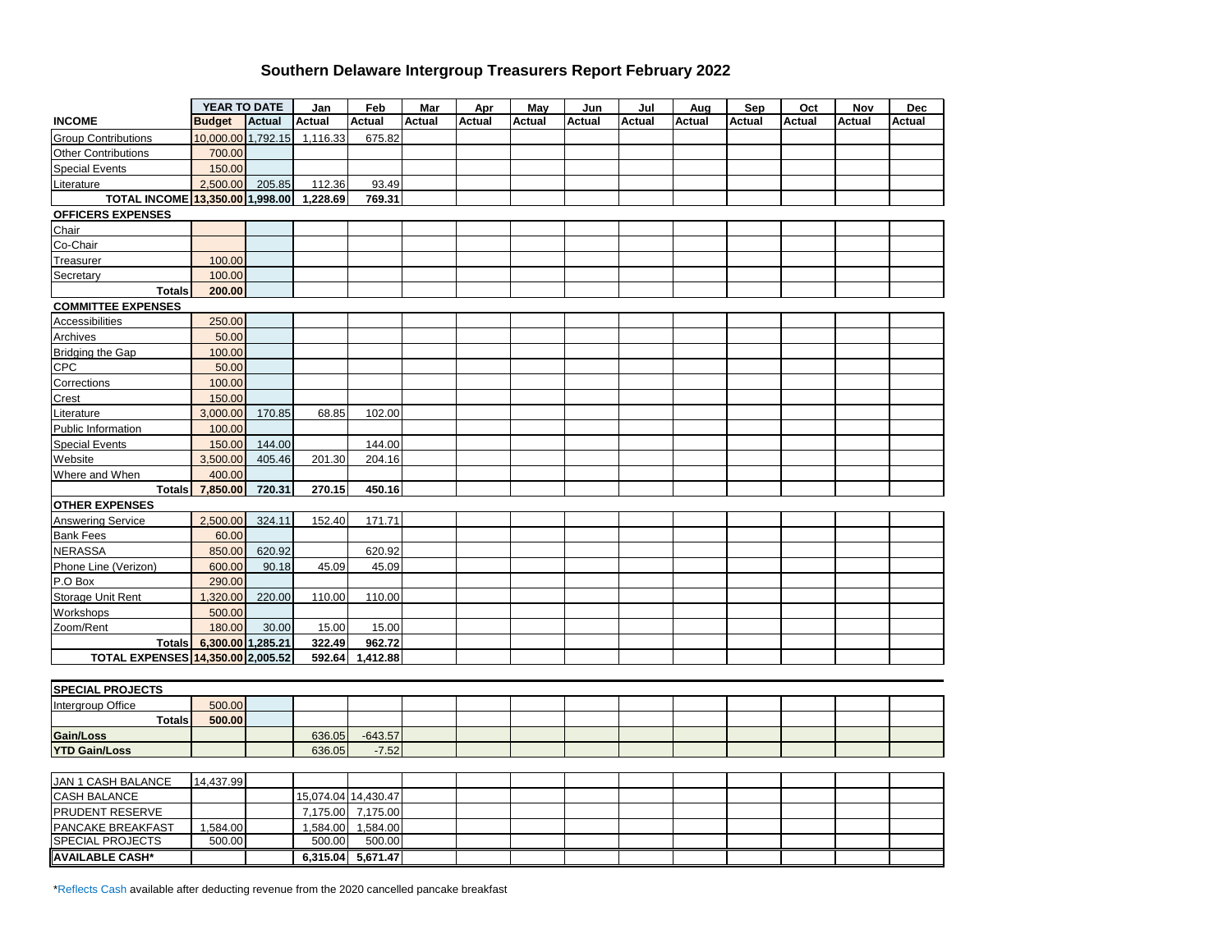# Southern Delaware Intergroup Treasurers Report February 2022

| | YEAR TO DATE | | Jan | Feb | Mar | Apr | May | Jun | Jul | Aug | Sep | Oct | Nov | Dec |
|---|---|---|---|---|---|---|---|---|---|---|---|---|---|---|
| **INCOME** | **Budget** | **Actual** | **Actual** | **Actual** | **Actual** | **Actual** | **Actual** | **Actual** | **Actual** | **Actual** | **Actual** | **Actual** | **Actual** | **Actual** |
| Group Contributions | 10,000.00 | 1,792.15 | 1,116.33 | 675.82 | | | | | | | | | | |
| Other Contributions | 700.00 | | | | | | | | | | | | | |
| Special Events | 150.00 | | | | | | | | | | | | | |
| Literature | 2,500.00 | 205.85 | 112.36 | 93.49 | | | | | | | | | | |
| **TOTAL INCOME** | **13,350.00** | **1,998.00** | **1,228.69** | **769.31** | | | | | | | | | | |
| **OFFICERS EXPENSES** | | | | | | | | | | | | | | |
| Chair | | | | | | | | | | | | | | |
| Co-Chair | | | | | | | | | | | | | | |
| Treasurer | 100.00 | | | | | | | | | | | | | |
| Secretary | 100.00 | | | | | | | | | | | | | |
| **Totals** | **200.00** | | | | | | | | | | | | | |
| **COMMITTEE EXPENSES** | | | | | | | | | | | | | | |
| Accessibilities | 250.00 | | | | | | | | | | | | | |
| Archives | 50.00 | | | | | | | | | | | | | |
| Bridging the Gap | 100.00 | | | | | | | | | | | | | |
| CPC | 50.00 | | | | | | | | | | | | | |
| Corrections | 100.00 | | | | | | | | | | | | | |
| Crest | 150.00 | | | | | | | | | | | | | |
| Literature | 3,000.00 | 170.85 | 68.85 | 102.00 | | | | | | | | | | |
| Public Information | 100.00 | | | | | | | | | | | | | |
| Special Events | 150.00 | 144.00 | | 144.00 | | | | | | | | | | |
| Website | 3,500.00 | 405.46 | 201.30 | 204.16 | | | | | | | | | | |
| Where and When | 400.00 | | | | | | | | | | | | | |
| **Totals** | **7,850.00** | **720.31** | **270.15** | **450.16** | | | | | | | | | | |
| **OTHER EXPENSES** | | | | | | | | | | | | | | |
| Answering Service | 2,500.00 | 324.11 | 152.40 | 171.71 | | | | | | | | | | |
| Bank Fees | 60.00 | | | | | | | | | | | | | |
| NERASSA | 850.00 | 620.92 | | 620.92 | | | | | | | | | | |
| Phone Line (Verizon) | 600.00 | 90.18 | 45.09 | 45.09 | | | | | | | | | | |
| P.O Box | 290.00 | | | | | | | | | | | | | |
| Storage Unit Rent | 1,320.00 | 220.00 | 110.00 | 110.00 | | | | | | | | | | |
| Workshops | 500.00 | | | | | | | | | | | | | |
| Zoom/Rent | 180.00 | 30.00 | 15.00 | 15.00 | | | | | | | | | | |
| **Totals** | **6,300.00** | **1,285.21** | **322.49** | **962.72** | | | | | | | | | | |
| **TOTAL EXPENSES** | **14,350.00** | **2,005.52** | **592.64** | **1,412.88** | | | | | | | | | | |
| **SPECIAL PROJECTS** | | | | | | | | | | | | | | |
| Intergroup Office | 500.00 | | | | | | | | | | | | | |
| **Totals** | **500.00** | | | | | | | | | | | | | |
| **Gain/Loss** | | | 636.05 | -643.57 | | | | | | | | | | |
| **YTD Gain/Loss** | | | 636.05 | -7.52 | | | | | | | | | | |
| JAN 1 CASH BALANCE | 14,437.99 | | | | | | | | | | | | | |
| CASH BALANCE | | | 15,074.04 | 14,430.47 | | | | | | | | | | |
| PRUDENT RESERVE | | | 7,175.00 | 7,175.00 | | | | | | | | | | |
| PANCAKE BREAKFAST | 1,584.00 | | 1,584.00 | 1,584.00 | | | | | | | | | | |
| SPECIAL PROJECTS | 500.00 | | 500.00 | 500.00 | | | | | | | | | | |
| **AVAILABLE CASH*** | | | **6,315.04** | **5,671.47** | | | | | | | | | | |

*Reflects Cash available after deducting revenue from the 2020 cancelled pancake breakfast